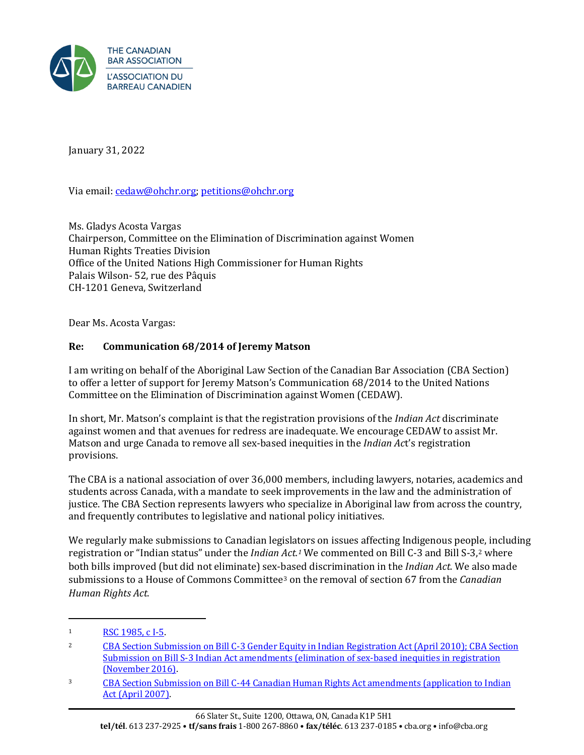THE CANADIAN BAR ASSOCIATION
L'ASSOCIATION DU BARREAU CANADIEN

January 31, 2022

Via email: cedaw@ohchr.org; petitions@ohchr.org

Ms. Gladys Acosta Vargas
Chairperson, Committee on the Elimination of Discrimination against Women
Human Rights Treaties Division
Office of the United Nations High Commissioner for Human Rights
Palais Wilson- 52, rue des Pâquis
CH-1201 Geneva, Switzerland

Dear Ms. Acosta Vargas:

**Re: Communication 68/2014 of Jeremy Matson**

I am writing on behalf of the Aboriginal Law Section of the Canadian Bar Association (CBA Section) to offer a letter of support for Jeremy Matson's Communication 68/2014 to the United Nations Committee on the Elimination of Discrimination against Women (CEDAW).

In short, Mr. Matson's complaint is that the registration provisions of the *Indian Act* discriminate against women and that avenues for redress are inadequate. We encourage CEDAW to assist Mr. Matson and urge Canada to remove all sex-based inequities in the *Indian Act*'s registration provisions.

The CBA is a national association of over 36,000 members, including lawyers, notaries, academics and students across Canada, with a mandate to seek improvements in the law and the administration of justice. The CBA Section represents lawyers who specialize in Aboriginal law from across the country, and frequently contributes to legislative and national policy initiatives.

We regularly make submissions to Canadian legislators on issues affecting Indigenous people, including registration or "Indian status" under the *Indian Act.*[1] We commented on Bill C-3 and Bill S-3,[2] where both bills improved (but did not eliminate) sex-based discrimination in the *Indian Act.* We also made submissions to a House of Commons Committee[3] on the removal of section 67 from the *Canadian Human Rights Act.*

---

[1] RSC 1985, c I-5.

[2] CBA Section Submission on Bill C-3 Gender Equity in Indian Registration Act (April 2010); CBA Section Submission on Bill S-3 Indian Act amendments (elimination of sex-based inequities in registration (November 2016).

[3] CBA Section Submission on Bill C-44 Canadian Human Rights Act amendments (application to Indian Act (April 2007).

66 Slater St., Suite 1200, Ottawa, ON, Canada K1P 5H1
**tel/tél**. 613 237-2925 • **tf/sans frais** 1-800 267-8860 • **fax/téléc**. 613 237-0185 • cba.org • info@cba.org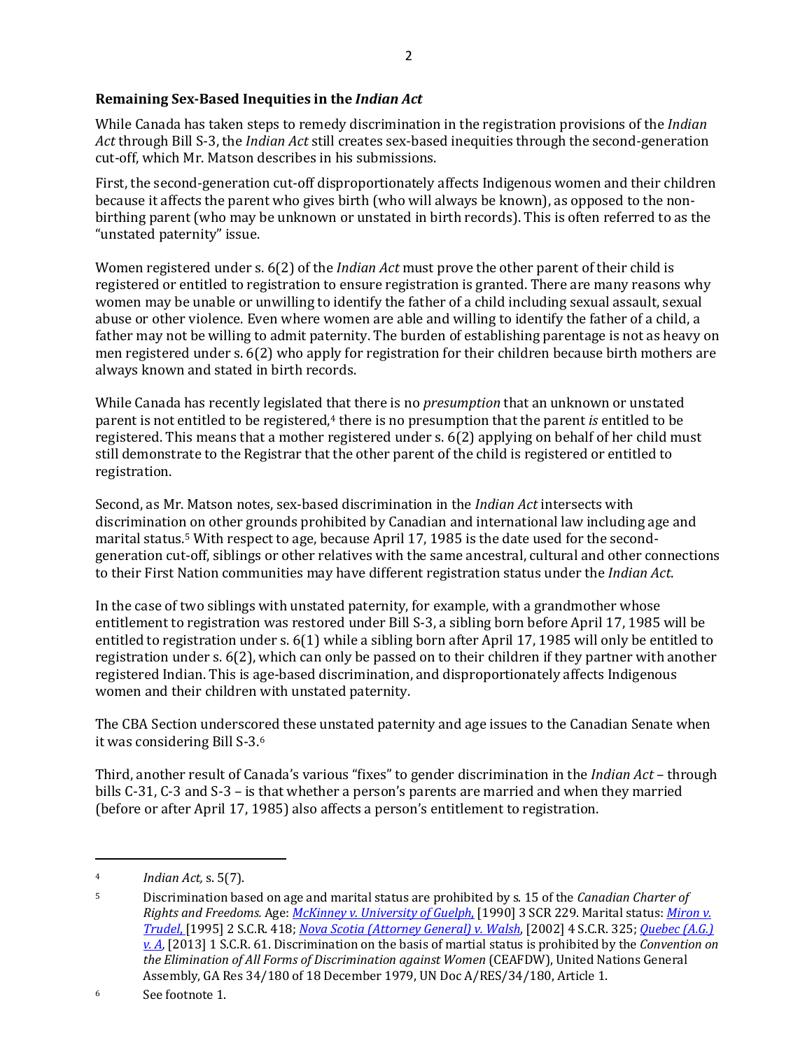**Remaining Sex-Based Inequities in the *Indian Act***

While Canada has taken steps to remedy discrimination in the registration provisions of the *Indian Act* through Bill S-3, the *Indian Act* still creates sex-based inequities through the second-generation cut-off, which Mr. Matson describes in his submissions.

First, the second-generation cut-off disproportionately affects Indigenous women and their children because it affects the parent who gives birth (who will always be known), as opposed to the non-birthing parent (who may be unknown or unstated in birth records). This is often referred to as the "unstated paternity" issue.

Women registered under s. 6(2) of the *Indian Act* must prove the other parent of their child is registered or entitled to registration to ensure registration is granted. There are many reasons why women may be unable or unwilling to identify the father of a child including sexual assault, sexual abuse or other violence. Even where women are able and willing to identify the father of a child, a father may not be willing to admit paternity. The burden of establishing parentage is not as heavy on men registered under s. 6(2) who apply for registration for their children because birth mothers are always known and stated in birth records.

While Canada has recently legislated that there is no *presumption* that an unknown or unstated parent is not entitled to be registered,[4] there is no presumption that the parent *is* entitled to be registered. This means that a mother registered under s. 6(2) applying on behalf of her child must still demonstrate to the Registrar that the other parent of the child is registered or entitled to registration.

Second, as Mr. Matson notes, sex-based discrimination in the *Indian Act* intersects with discrimination on other grounds prohibited by Canadian and international law including age and marital status.[5] With respect to age, because April 17, 1985 is the date used for the second-generation cut-off, siblings or other relatives with the same ancestral, cultural and other connections to their First Nation communities may have different registration status under the *Indian Act*.

In the case of two siblings with unstated paternity, for example, with a grandmother whose entitlement to registration was restored under Bill S-3, a sibling born before April 17, 1985 will be entitled to registration under s. 6(1) while a sibling born after April 17, 1985 will only be entitled to registration under s. 6(2), which can only be passed on to their children if they partner with another registered Indian. This is age-based discrimination, and disproportionately affects Indigenous women and their children with unstated paternity.

The CBA Section underscored these unstated paternity and age issues to the Canadian Senate when it was considering Bill S-3.[6]

Third, another result of Canada's various "fixes" to gender discrimination in the *Indian Act* – through bills C-31, C-3 and S-3 – is that whether a person's parents are married and when they married (before or after April 17, 1985) also affects a person's entitlement to registration.

---

[4] *Indian Act,* s. 5(7).

[5] Discrimination based on age and marital status are prohibited by s. 15 of the *Canadian Charter of Rights and Freedoms.* Age: *McKinney v. University of Guelph,* [1990] 3 SCR 229. Marital status: *Miron v. Trudel,* [1995] 2 S.C.R. 418; *Nova Scotia (Attorney General) v. Walsh*, [2002] 4 S.C.R. 325; *Quebec (A.G.) v. A,* [2013] 1 S.C.R. 61. Discrimination on the basis of martial status is prohibited by the *Convention on the Elimination of All Forms of Discrimination against Women* (CEAFDW), United Nations General Assembly, GA Res 34/180 of 18 December 1979, UN Doc A/RES/34/180, Article 1.

[6] See footnote 1.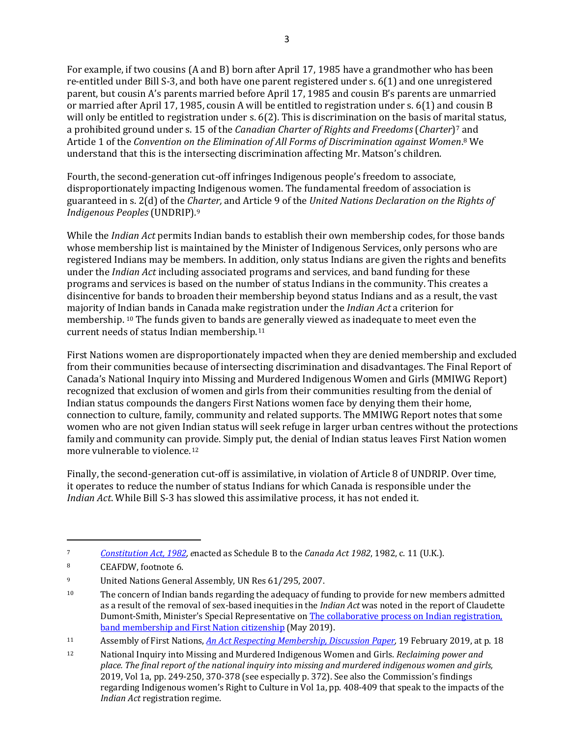For example, if two cousins (A and B) born after April 17, 1985 have a grandmother who has been re-entitled under Bill S-3, and both have one parent registered under s. 6(1) and one unregistered parent, but cousin A's parents married before April 17, 1985 and cousin B's parents are unmarried or married after April 17, 1985, cousin A will be entitled to registration under s. 6(1) and cousin B will only be entitled to registration under s. 6(2). This is discrimination on the basis of marital status, a prohibited ground under s. 15 of the *Canadian Charter of Rights and Freedoms* (*Charter*)[7] and Article 1 of the *Convention on the Elimination of All Forms of Discrimination against Women*.[8] We understand that this is the intersecting discrimination affecting Mr. Matson's children.

Fourth, the second-generation cut-off infringes Indigenous people's freedom to associate, disproportionately impacting Indigenous women. The fundamental freedom of association is guaranteed in s. 2(d) of the *Charter,* and Article 9 of the *United Nations Declaration on the Rights of Indigenous Peoples* (UNDRIP).[9]

While the *Indian Act* permits Indian bands to establish their own membership codes, for those bands whose membership list is maintained by the Minister of Indigenous Services, only persons who are registered Indians may be members. In addition, only status Indians are given the rights and benefits under the *Indian Act* including associated programs and services, and band funding for these programs and services is based on the number of status Indians in the community. This creates a disincentive for bands to broaden their membership beyond status Indians and as a result, the vast majority of Indian bands in Canada make registration under the *Indian Act* a criterion for membership.[10] The funds given to bands are generally viewed as inadequate to meet even the current needs of status Indian membership.[11]

First Nations women are disproportionately impacted when they are denied membership and excluded from their communities because of intersecting discrimination and disadvantages. The Final Report of Canada's National Inquiry into Missing and Murdered Indigenous Women and Girls (MMIWG Report) recognized that exclusion of women and girls from their communities resulting from the denial of Indian status compounds the dangers First Nations women face by denying them their home, connection to culture, family, community and related supports. The MMIWG Report notes that some women who are not given Indian status will seek refuge in larger urban centres without the protections family and community can provide. Simply put, the denial of Indian status leaves First Nation women more vulnerable to violence.[12]

Finally, the second-generation cut-off is assimilative, in violation of Article 8 of UNDRIP. Over time, it operates to reduce the number of status Indians for which Canada is responsible under the *Indian Act.* While Bill S-3 has slowed this assimilative process, it has not ended it.

---

[7] *Constitution Act, 1982, e*nacted as Schedule B to the *Canada Act 1982*, 1982, c. 11 (U.K.).

[8] CEAFDW, footnote 6.

[9] United Nations General Assembly, UN Res 61/295, 2007.

[10] The concern of Indian bands regarding the adequacy of funding to provide for new members admitted as a result of the removal of sex-based inequities in the *Indian Act* was noted in the report of Claudette Dumont-Smith, Minister's Special Representative on The collaborative process on Indian registration, band membership and First Nation citizenship (May 2019).

[11] Assembly of First Nations, *An Act Respecting Membership, Discussion Paper*, 19 February 2019, at p. 18

[12] National Inquiry into Missing and Murdered Indigenous Women and Girls. *Reclaiming power and place. The final report of the national inquiry into missing and murdered indigenous women and girls,* 2019, Vol 1a, pp. 249-250, 370-378 (see especially p. 372). See also the Commission's findings regarding Indigenous women's Right to Culture in Vol 1a, pp. 408-409 that speak to the impacts of the *Indian Act* registration regime.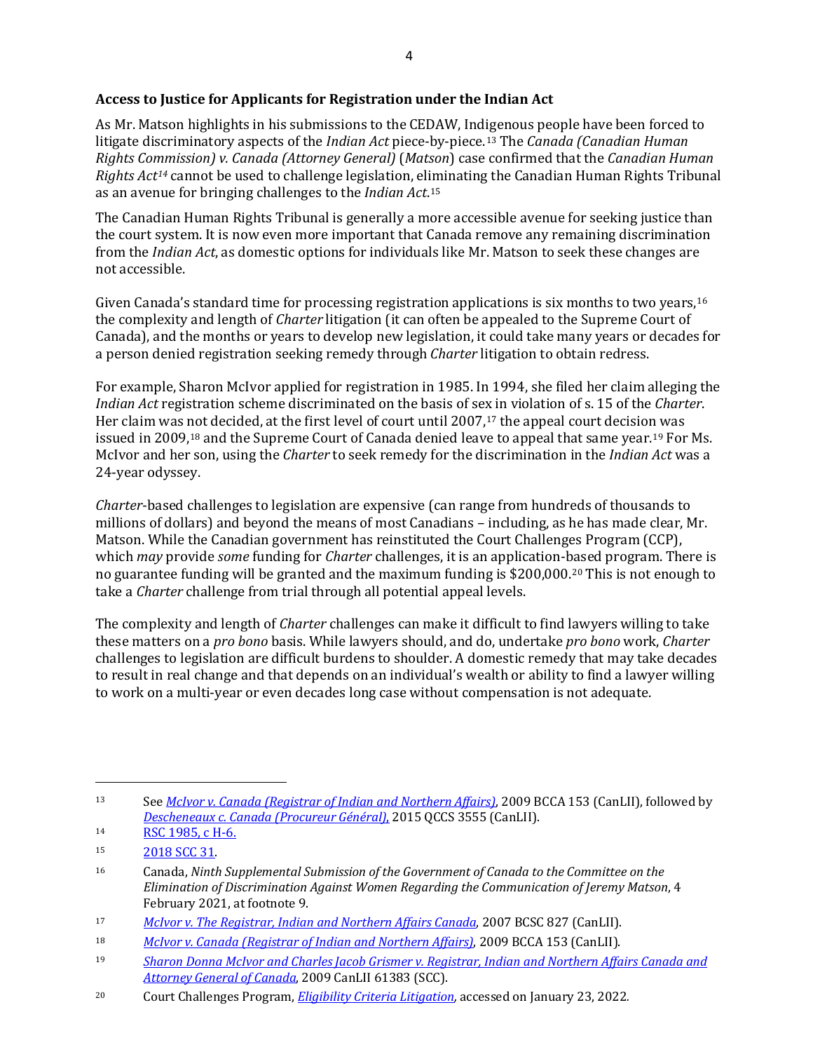**Access to Justice for Applicants for Registration under the Indian Act**

As Mr. Matson highlights in his submissions to the CEDAW, Indigenous people have been forced to litigate discriminatory aspects of the *Indian Act* piece-by-piece.[13] The *Canada (Canadian Human Rights Commission) v. Canada (Attorney General)* (*Matson*) case confirmed that the *Canadian Human Rights Act*[14] cannot be used to challenge legislation, eliminating the Canadian Human Rights Tribunal as an avenue for bringing challenges to the *Indian Act*.[15]

The Canadian Human Rights Tribunal is generally a more accessible avenue for seeking justice than the court system. It is now even more important that Canada remove any remaining discrimination from the *Indian Act*, as domestic options for individuals like Mr. Matson to seek these changes are not accessible.

Given Canada's standard time for processing registration applications is six months to two years,[16] the complexity and length of *Charter* litigation (it can often be appealed to the Supreme Court of Canada), and the months or years to develop new legislation, it could take many years or decades for a person denied registration seeking remedy through *Charter* litigation to obtain redress.

For example, Sharon McIvor applied for registration in 1985. In 1994, she filed her claim alleging the *Indian Act* registration scheme discriminated on the basis of sex in violation of s. 15 of the *Charter*. Her claim was not decided, at the first level of court until 2007,[17] the appeal court decision was issued in 2009,[18] and the Supreme Court of Canada denied leave to appeal that same year.[19] For Ms. McIvor and her son, using the *Charter* to seek remedy for the discrimination in the *Indian Act* was a 24-year odyssey.

*Charter*-based challenges to legislation are expensive (can range from hundreds of thousands to millions of dollars) and beyond the means of most Canadians – including, as he has made clear, Mr. Matson. While the Canadian government has reinstituted the Court Challenges Program (CCP), which *may* provide *some* funding for *Charter* challenges, it is an application-based program. There is no guarantee funding will be granted and the maximum funding is $200,000.[20] This is not enough to take a *Charter* challenge from trial through all potential appeal levels.

The complexity and length of *Charter* challenges can make it difficult to find lawyers willing to take these matters on a *pro bono* basis. While lawyers should, and do, undertake *pro bono* work, *Charter* challenges to legislation are difficult burdens to shoulder. A domestic remedy that may take decades to result in real change and that depends on an individual's wealth or ability to find a lawyer willing to work on a multi-year or even decades long case without compensation is not adequate.

---

[13] See *McIvor v. Canada (Registrar of Indian and Northern Affairs)*, 2009 BCCA 153 (CanLII), followed by *Descheneaux c. Canada (Procureur Général)*, 2015 QCCS 3555 (CanLII).

[14] RSC 1985, c H-6.

[15] 2018 SCC 31.

[16] Canada, *Ninth Supplemental Submission of the Government of Canada to the Committee on the Elimination of Discrimination Against Women Regarding the Communication of Jeremy Matson*, 4 February 2021, at footnote 9.

[17] *McIvor v. The Registrar, Indian and Northern Affairs Canada*, 2007 BCSC 827 (CanLII).

[18] *McIvor v. Canada (Registrar of Indian and Northern Affairs)*, 2009 BCCA 153 (CanLII).

[19] *Sharon Donna McIvor and Charles Jacob Grismer v. Registrar, Indian and Northern Affairs Canada and Attorney General of Canada*, 2009 CanLII 61383 (SCC).

[20] Court Challenges Program, *Eligibility Criteria Litigation*, accessed on January 23, 2022.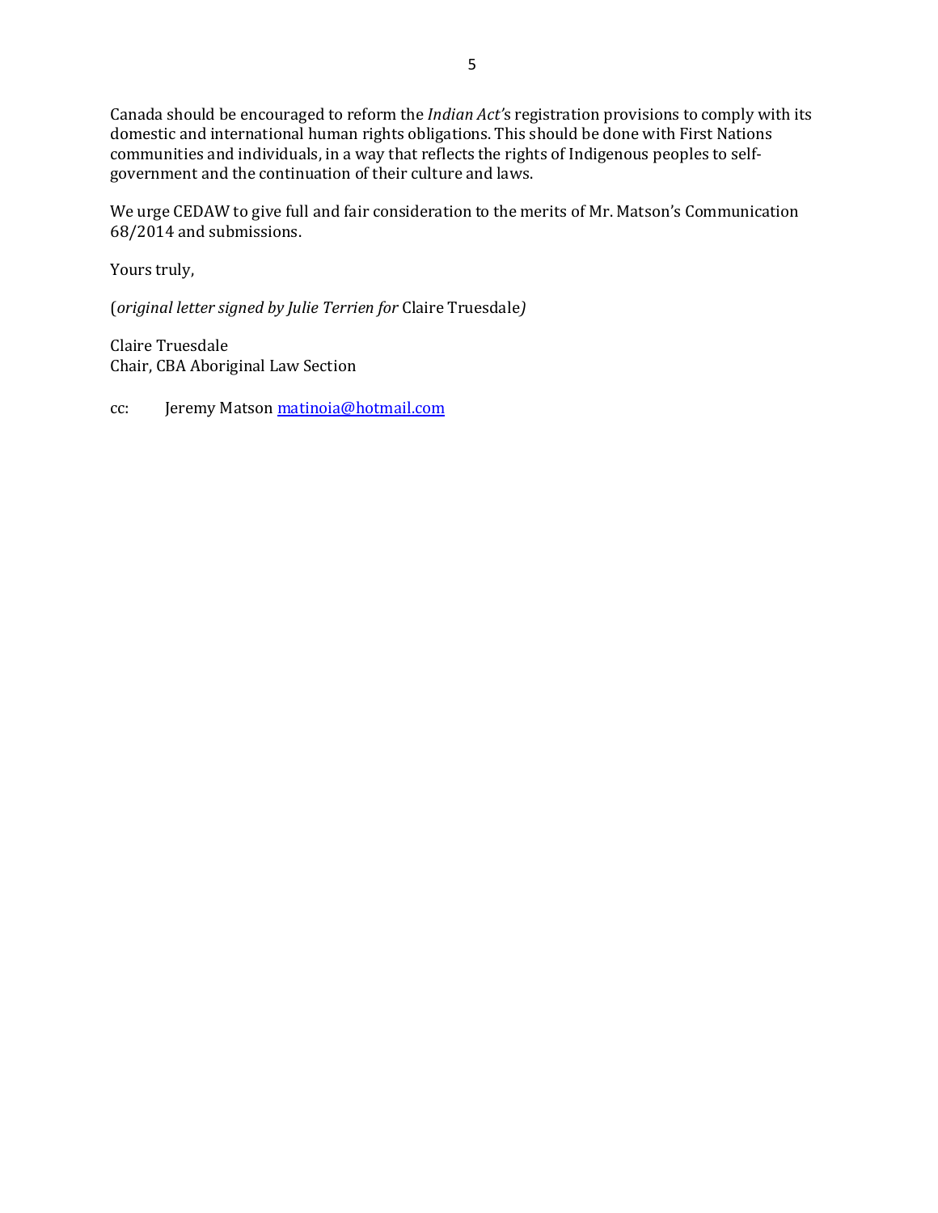Canada should be encouraged to reform the *Indian Act's* registration provisions to comply with its domestic and international human rights obligations. This should be done with First Nations communities and individuals, in a way that reflects the rights of Indigenous peoples to self-government and the continuation of their culture and laws.

We urge CEDAW to give full and fair consideration to the merits of Mr. Matson's Communication 68/2014 and submissions.

Yours truly,

(*original letter signed by Julie Terrien for* Claire Truesdale*)*

Claire Truesdale
Chair, CBA Aboriginal Law Section

cc: Jeremy Matson [matinoia@hotmail.com](mailto:matinoia@hotmail.com)